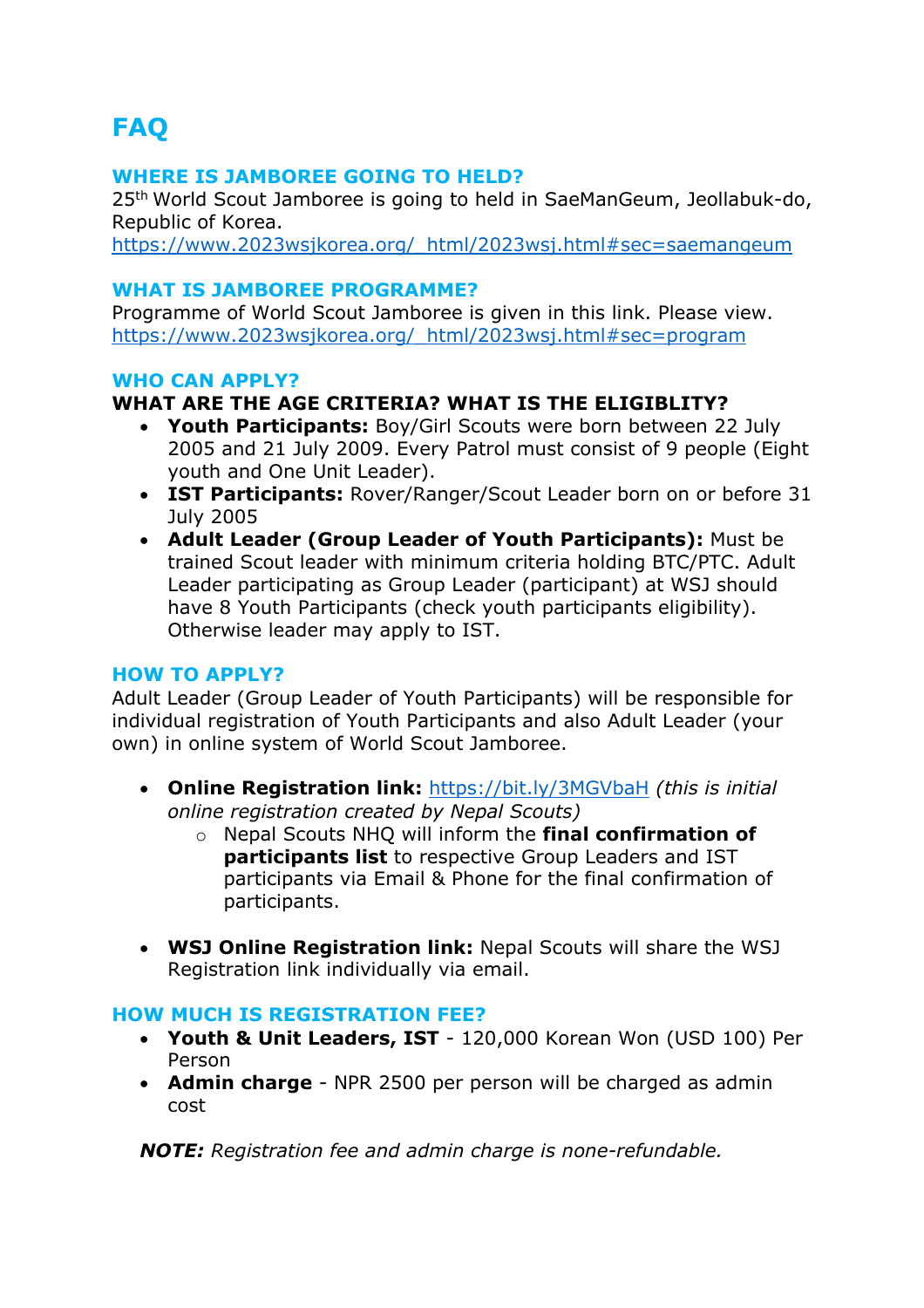# FAQ

## WHERE IS JAMBOREE GOING TO HELD?

25th World Scout Jamboree is going to held in SaeManGeum, Jeollabuk-do, Republic of Korea.
https://www.2023wsjkorea.org/_html/2023wsj.html#sec=saemangeum

## WHAT IS JAMBOREE PROGRAMME?

Programme of World Scout Jamboree is given in this link. Please view.
https://www.2023wsjkorea.org/_html/2023wsj.html#sec=program

## WHO CAN APPLY?

**WHAT ARE THE AGE CRITERIA? WHAT IS THE ELIGIBLITY?**

- **Youth Participants:** Boy/Girl Scouts were born between 22 July 2005 and 21 July 2009. Every Patrol must consist of 9 people (Eight youth and One Unit Leader).
- **IST Participants:** Rover/Ranger/Scout Leader born on or before 31 July 2005
- **Adult Leader (Group Leader of Youth Participants):** Must be trained Scout leader with minimum criteria holding BTC/PTC. Adult Leader participating as Group Leader (participant) at WSJ should have 8 Youth Participants (check youth participants eligibility). Otherwise leader may apply to IST.

## HOW TO APPLY?

Adult Leader (Group Leader of Youth Participants) will be responsible for individual registration of Youth Participants and also Adult Leader (your own) in online system of World Scout Jamboree.

- **Online Registration link:** https://bit.ly/3MGVbaH *(this is initial online registration created by Nepal Scouts)*
  - Nepal Scouts NHQ will inform the **final confirmation of participants list** to respective Group Leaders and IST participants via Email & Phone for the final confirmation of participants.

- **WSJ Online Registration link:** Nepal Scouts will share the WSJ Registration link individually via email.

## HOW MUCH IS REGISTRATION FEE?

- **Youth & Unit Leaders, IST** - 120,000 Korean Won (USD 100) Per Person
- **Admin charge** - NPR 2500 per person will be charged as admin cost

***NOTE:*** *Registration fee and admin charge is none-refundable.*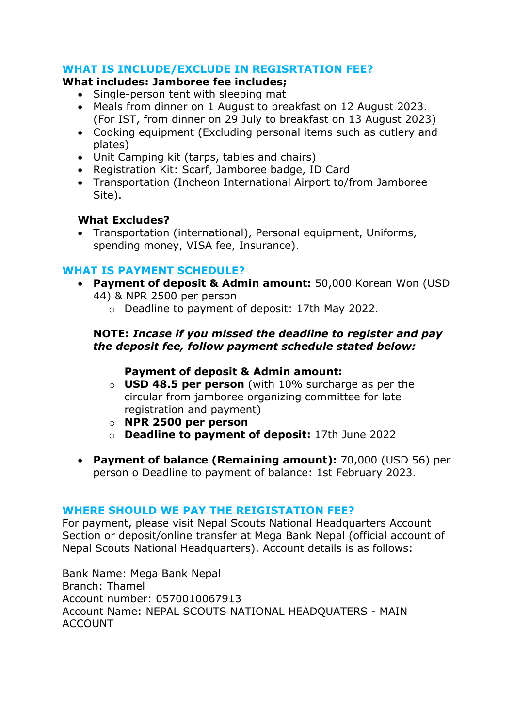## WHAT IS INCLUDE/EXCLUDE IN REGISRTATION FEE?

**What includes: Jamboree fee includes;**

- Single-person tent with sleeping mat
- Meals from dinner on 1 August to breakfast on 12 August 2023. (For IST, from dinner on 29 July to breakfast on 13 August 2023)
- Cooking equipment (Excluding personal items such as cutlery and plates)
- Unit Camping kit (tarps, tables and chairs)
- Registration Kit: Scarf, Jamboree badge, ID Card
- Transportation (Incheon International Airport to/from Jamboree Site).

**What Excludes?**

- Transportation (international), Personal equipment, Uniforms, spending money, VISA fee, Insurance).

## WHAT IS PAYMENT SCHEDULE?

- **Payment of deposit & Admin amount:** 50,000 Korean Won (USD 44) & NPR 2500 per person
  - Deadline to payment of deposit: 17th May 2022.

  **NOTE:** ***Incase if you missed the deadline to register and pay the deposit fee, follow payment schedule stated below:***

  **Payment of deposit & Admin amount:**
  - **USD 48.5 per person** (with 10% surcharge as per the circular from jamboree organizing committee for late registration and payment)
  - **NPR 2500 per person**
  - **Deadline to payment of deposit:** 17th June 2022

- **Payment of balance (Remaining amount):** 70,000 (USD 56) per person o Deadline to payment of balance: 1st February 2023.

## WHERE SHOULD WE PAY THE REIGISTATION FEE?

For payment, please visit Nepal Scouts National Headquarters Account Section or deposit/online transfer at Mega Bank Nepal (official account of Nepal Scouts National Headquarters). Account details is as follows:

Bank Name: Mega Bank Nepal
Branch: Thamel
Account number: 0570010067913
Account Name: NEPAL SCOUTS NATIONAL HEADQUATERS - MAIN ACCOUNT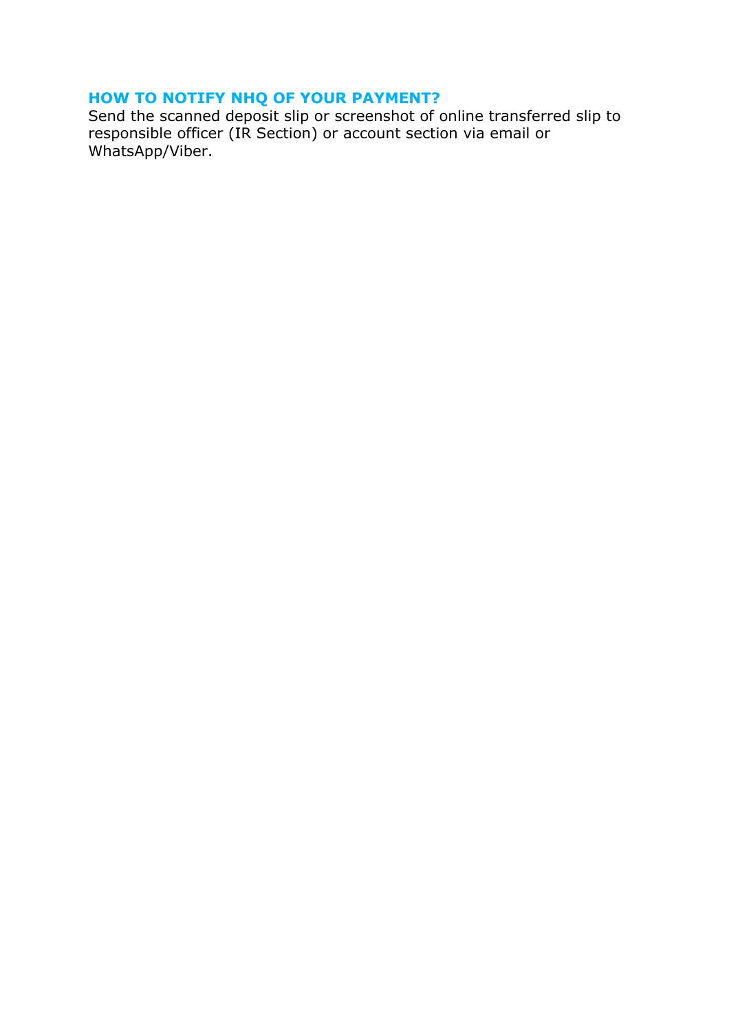### HOW TO NOTIFY NHQ OF YOUR PAYMENT?

Send the scanned deposit slip or screenshot of online transferred slip to responsible officer (IR Section) or account section via email or WhatsApp/Viber.